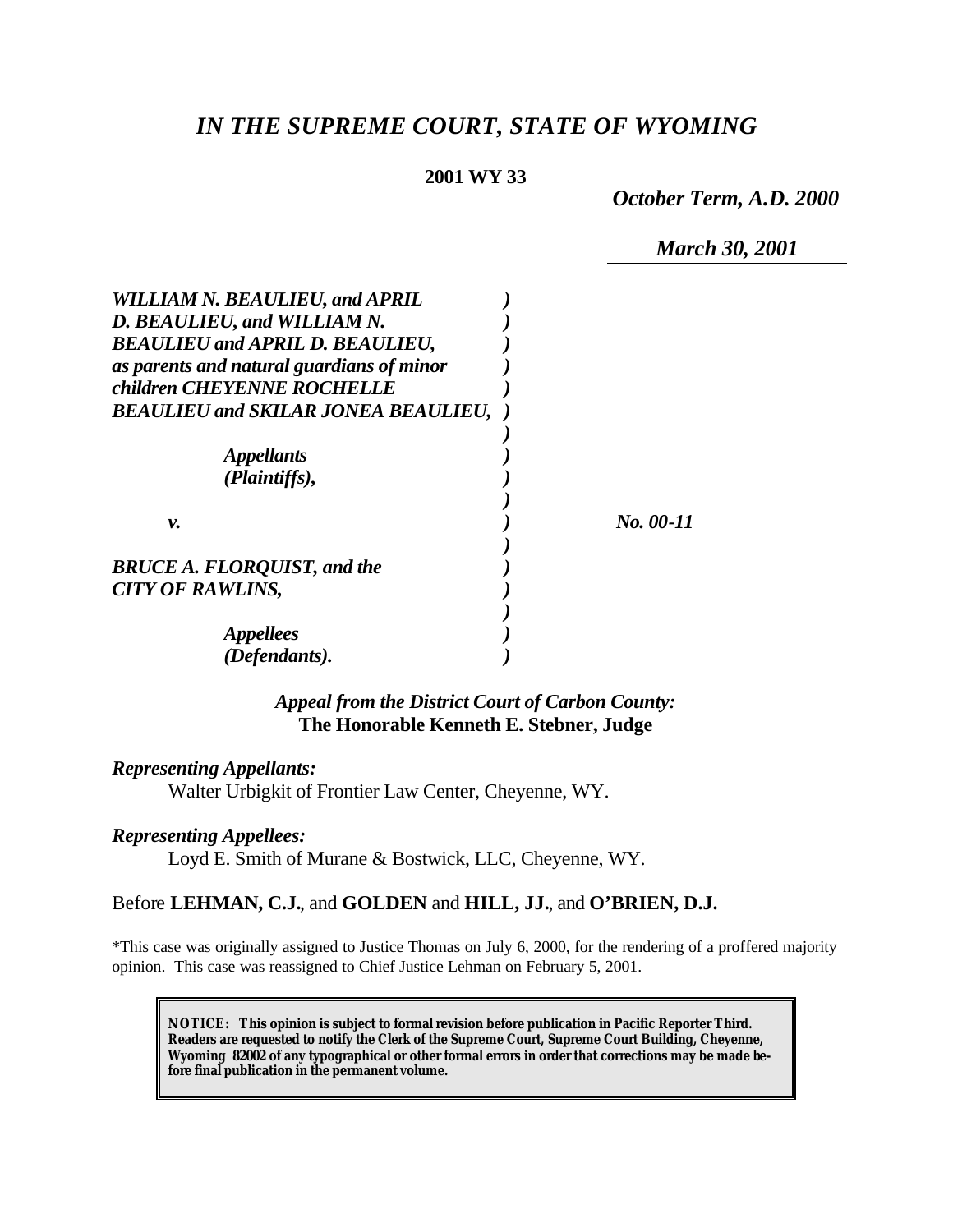# *IN THE SUPREME COURT, STATE OF WYOMING*

**2001 WY 33**

*October Term, A.D. 2000*

*March 30, 2001*

*WILLIAM N. BEAULIEU, and APRIL D. BEAULIEU, and WILLIAM N. BEAULIEU and APRIL D. BEAULIEU, as parents and natural guardians of minor children CHEYENNE ROCHELLE BEAULIEU and SKILAR JONEA BEAULIEU,*

*Appellants (Plaintiffs),*

*v.*

*No. 00-11*

*BRUCE A. FLORQUIST, and the CITY OF RAWLINS,*

*Appellees (Defendants).*

*Appeal from the District Court of Carbon County:*
**The Honorable Kenneth E. Stebner, Judge**

***Representing Appellants:***

Walter Urbigkit of Frontier Law Center, Cheyenne, WY.

***Representing Appellees:***

Loyd E. Smith of Murane & Bostwick, LLC, Cheyenne, WY.

Before **LEHMAN, C.J.**, and **GOLDEN** and **HILL, JJ.**, and **O'BRIEN, D.J.**

*This case was originally assigned to Justice Thomas on July 6, 2000, for the rendering of a proffered majority opinion. This case was reassigned to Chief Justice Lehman on February 5, 2001.

**NOTICE: This opinion is subject to formal revision before publication in Pacific Reporter Third. Readers are requested to notify the Clerk of the Supreme Court, Supreme Court Building, Cheyenne, Wyoming 82002 of any typographical or other formal errors in order that corrections may be made before final publication in the permanent volume.**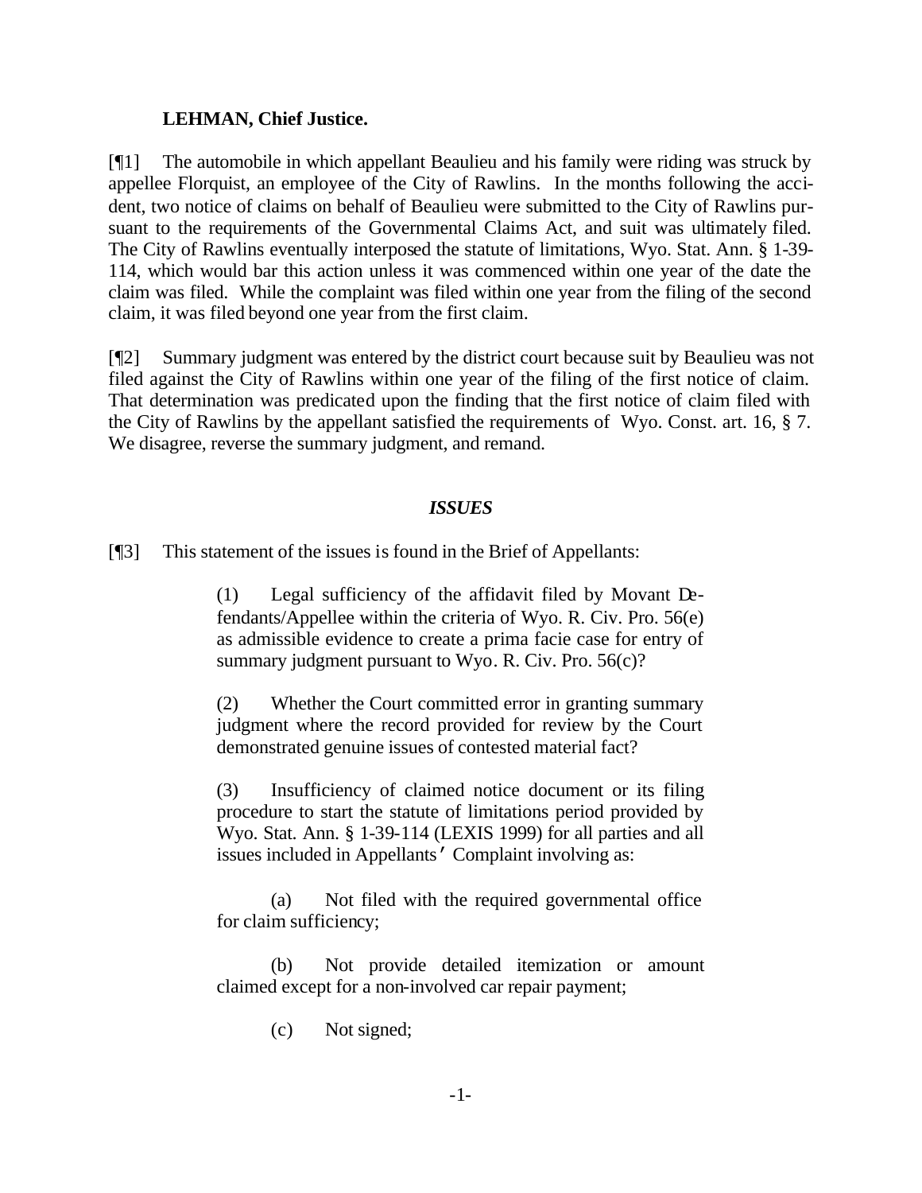**LEHMAN, Chief Justice.**

[¶1] The automobile in which appellant Beaulieu and his family were riding was struck by appellee Florquist, an employee of the City of Rawlins. In the months following the accident, two notice of claims on behalf of Beaulieu were submitted to the City of Rawlins pursuant to the requirements of the Governmental Claims Act, and suit was ultimately filed. The City of Rawlins eventually interposed the statute of limitations, Wyo. Stat. Ann. § 1-39-114, which would bar this action unless it was commenced within one year of the date the claim was filed. While the complaint was filed within one year from the filing of the second claim, it was filed beyond one year from the first claim.

[¶2] Summary judgment was entered by the district court because suit by Beaulieu was not filed against the City of Rawlins within one year of the filing of the first notice of claim. That determination was predicated upon the finding that the first notice of claim filed with the City of Rawlins by the appellant satisfied the requirements of Wyo. Const. art. 16, § 7. We disagree, reverse the summary judgment, and remand.

### *ISSUES*

[¶3] This statement of the issues is found in the Brief of Appellants:

> (1) Legal sufficiency of the affidavit filed by Movant Defendants/Appellee within the criteria of Wyo. R. Civ. Pro. 56(e) as admissible evidence to create a prima facie case for entry of summary judgment pursuant to Wyo. R. Civ. Pro. 56(c)?
>
> (2) Whether the Court committed error in granting summary judgment where the record provided for review by the Court demonstrated genuine issues of contested material fact?
>
> (3) Insufficiency of claimed notice document or its filing procedure to start the statute of limitations period provided by Wyo. Stat. Ann. § 1-39-114 (LEXIS 1999) for all parties and all issues included in Appellants' Complaint involving as:
>
> (a) Not filed with the required governmental office for claim sufficiency;
>
> (b) Not provide detailed itemization or amount claimed except for a non-involved car repair payment;
>
> (c) Not signed;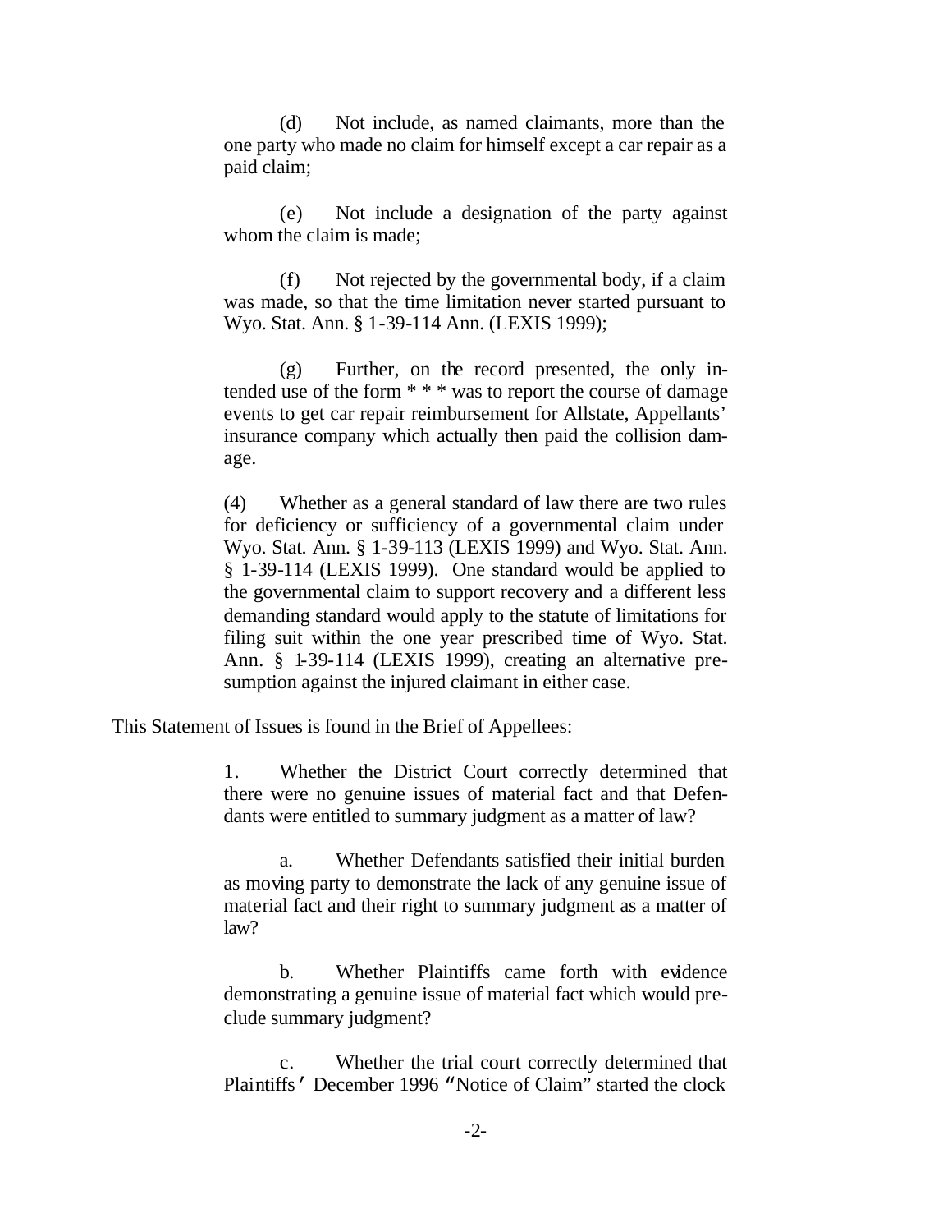(d) Not include, as named claimants, more than the one party who made no claim for himself except a car repair as a paid claim;

(e) Not include a designation of the party against whom the claim is made;

(f) Not rejected by the governmental body, if a claim was made, so that the time limitation never started pursuant to Wyo. Stat. Ann. § 1-39-114 Ann. (LEXIS 1999);

(g) Further, on the record presented, the only intended use of the form * * * was to report the course of damage events to get car repair reimbursement for Allstate, Appellants' insurance company which actually then paid the collision damage.

(4) Whether as a general standard of law there are two rules for deficiency or sufficiency of a governmental claim under Wyo. Stat. Ann. § 1-39-113 (LEXIS 1999) and Wyo. Stat. Ann. § 1-39-114 (LEXIS 1999). One standard would be applied to the governmental claim to support recovery and a different less demanding standard would apply to the statute of limitations for filing suit within the one year prescribed time of Wyo. Stat. Ann. § 1-39-114 (LEXIS 1999), creating an alternative presumption against the injured claimant in either case.

This Statement of Issues is found in the Brief of Appellees:

1. Whether the District Court correctly determined that there were no genuine issues of material fact and that Defendants were entitled to summary judgment as a matter of law?

a. Whether Defendants satisfied their initial burden as moving party to demonstrate the lack of any genuine issue of material fact and their right to summary judgment as a matter of law?

b. Whether Plaintiffs came forth with evidence demonstrating a genuine issue of material fact which would preclude summary judgment?

c. Whether the trial court correctly determined that Plaintiffs' December 1996 "Notice of Claim" started the clock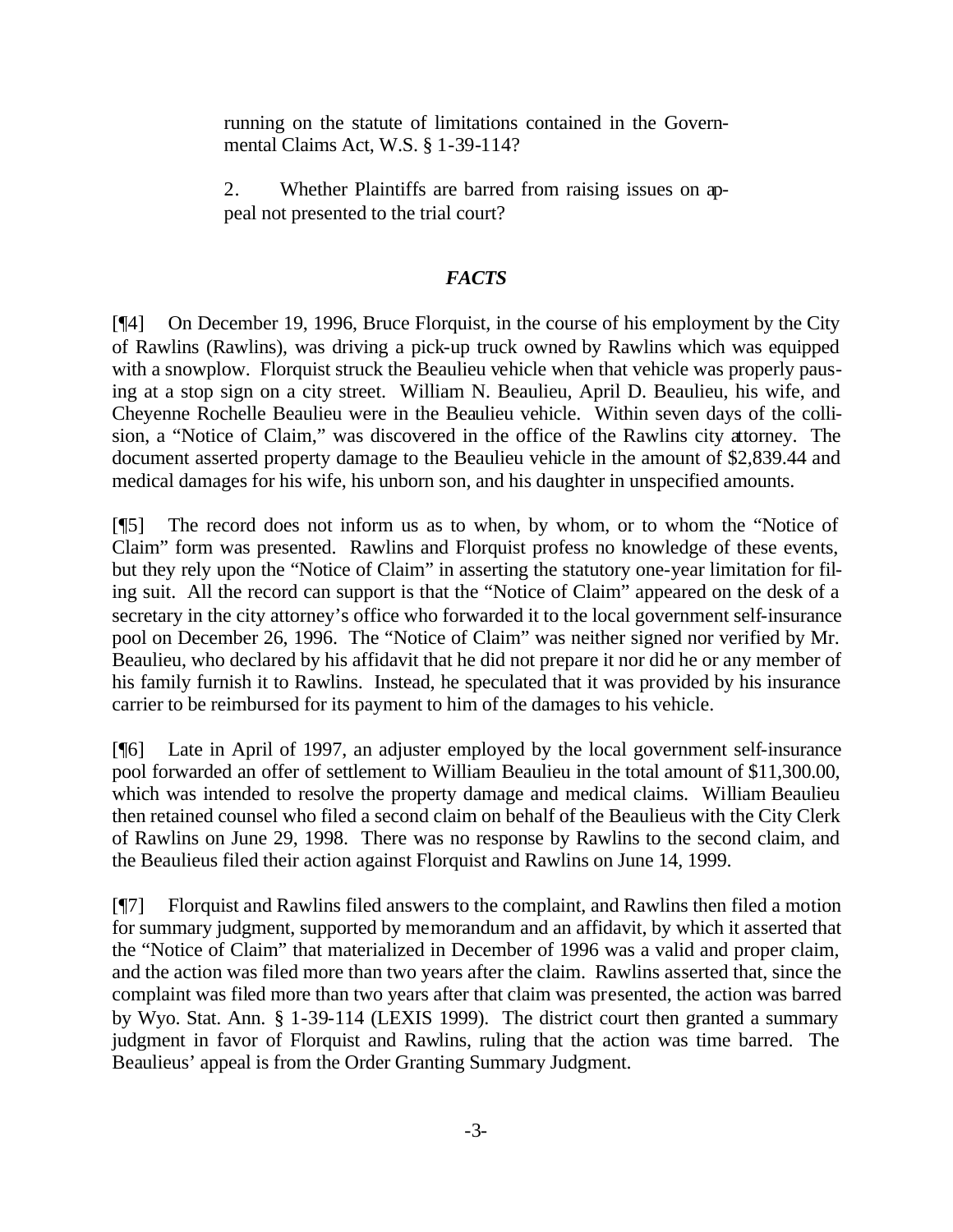running on the statute of limitations contained in the Governmental Claims Act, W.S. § 1-39-114?

2. Whether Plaintiffs are barred from raising issues on appeal not presented to the trial court?

### *FACTS*

[¶4] On December 19, 1996, Bruce Florquist, in the course of his employment by the City of Rawlins (Rawlins), was driving a pick-up truck owned by Rawlins which was equipped with a snowplow. Florquist struck the Beaulieu vehicle when that vehicle was properly pausing at a stop sign on a city street. William N. Beaulieu, April D. Beaulieu, his wife, and Cheyenne Rochelle Beaulieu were in the Beaulieu vehicle. Within seven days of the collision, a "Notice of Claim," was discovered in the office of the Rawlins city attorney. The document asserted property damage to the Beaulieu vehicle in the amount of $2,839.44 and medical damages for his wife, his unborn son, and his daughter in unspecified amounts.

[¶5] The record does not inform us as to when, by whom, or to whom the "Notice of Claim" form was presented. Rawlins and Florquist profess no knowledge of these events, but they rely upon the "Notice of Claim" in asserting the statutory one-year limitation for filing suit. All the record can support is that the "Notice of Claim" appeared on the desk of a secretary in the city attorney's office who forwarded it to the local government self-insurance pool on December 26, 1996. The "Notice of Claim" was neither signed nor verified by Mr. Beaulieu, who declared by his affidavit that he did not prepare it nor did he or any member of his family furnish it to Rawlins. Instead, he speculated that it was provided by his insurance carrier to be reimbursed for its payment to him of the damages to his vehicle.

[¶6] Late in April of 1997, an adjuster employed by the local government self-insurance pool forwarded an offer of settlement to William Beaulieu in the total amount of $11,300.00, which was intended to resolve the property damage and medical claims. William Beaulieu then retained counsel who filed a second claim on behalf of the Beaulieus with the City Clerk of Rawlins on June 29, 1998. There was no response by Rawlins to the second claim, and the Beaulieus filed their action against Florquist and Rawlins on June 14, 1999.

[¶7] Florquist and Rawlins filed answers to the complaint, and Rawlins then filed a motion for summary judgment, supported by memorandum and an affidavit, by which it asserted that the "Notice of Claim" that materialized in December of 1996 was a valid and proper claim, and the action was filed more than two years after the claim. Rawlins asserted that, since the complaint was filed more than two years after that claim was presented, the action was barred by Wyo. Stat. Ann. § 1-39-114 (LEXIS 1999). The district court then granted a summary judgment in favor of Florquist and Rawlins, ruling that the action was time barred. The Beaulieus' appeal is from the Order Granting Summary Judgment.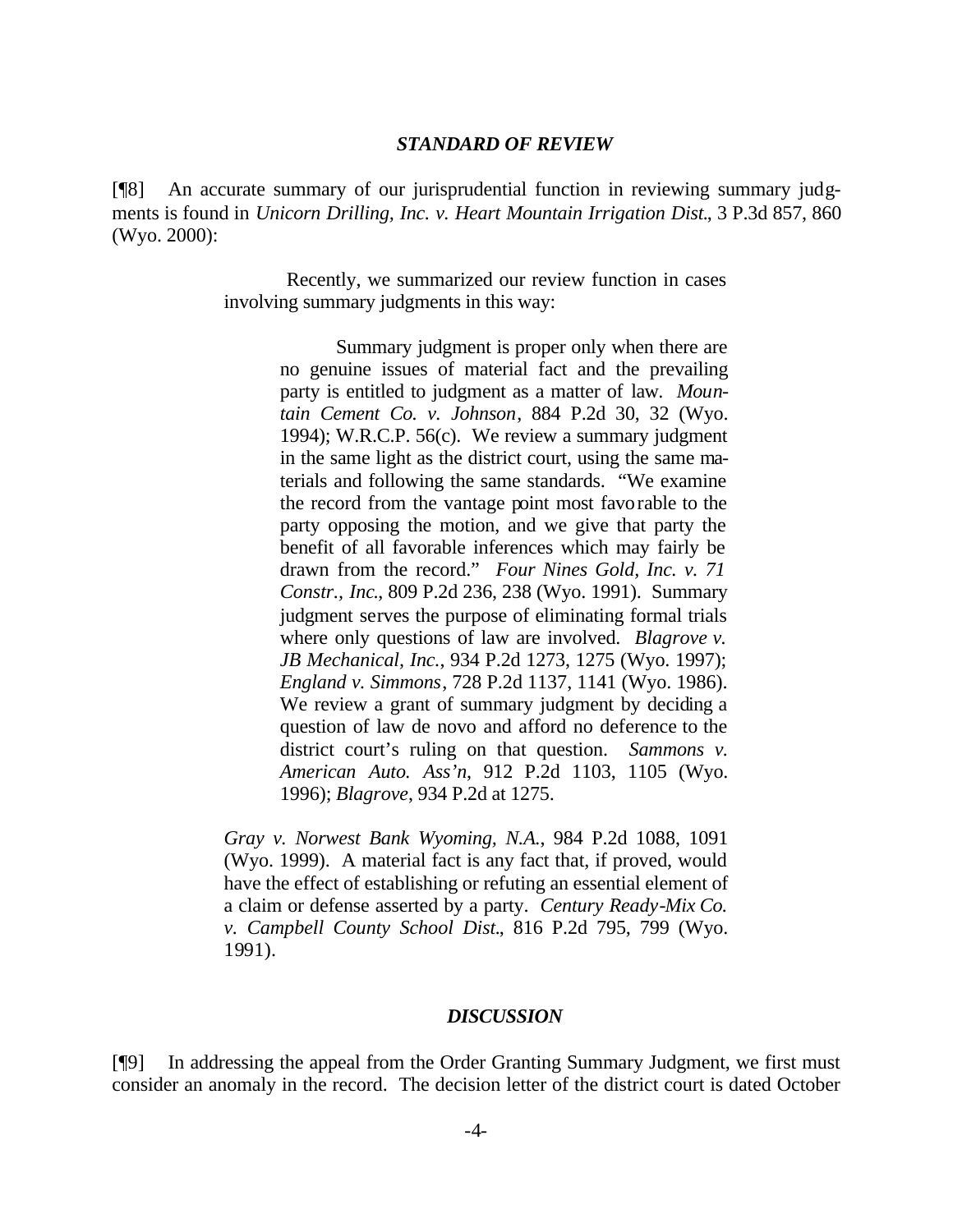### *STANDARD OF REVIEW*

[¶8] An accurate summary of our jurisprudential function in reviewing summary judgments is found in *Unicorn Drilling, Inc. v. Heart Mountain Irrigation Dist.*, 3 P.3d 857, 860 (Wyo. 2000):

> Recently, we summarized our review function in cases involving summary judgments in this way:
>
> > Summary judgment is proper only when there are no genuine issues of material fact and the prevailing party is entitled to judgment as a matter of law. *Mountain Cement Co. v. Johnson*, 884 P.2d 30, 32 (Wyo. 1994); W.R.C.P. 56(c). We review a summary judgment in the same light as the district court, using the same materials and following the same standards. "We examine the record from the vantage point most favorable to the party opposing the motion, and we give that party the benefit of all favorable inferences which may fairly be drawn from the record." *Four Nines Gold, Inc. v. 71 Constr., Inc.*, 809 P.2d 236, 238 (Wyo. 1991). Summary judgment serves the purpose of eliminating formal trials where only questions of law are involved. *Blagrove v. JB Mechanical, Inc.*, 934 P.2d 1273, 1275 (Wyo. 1997); *England v. Simmons*, 728 P.2d 1137, 1141 (Wyo. 1986). We review a grant of summary judgment by deciding a question of law de novo and afford no deference to the district court's ruling on that question. *Sammons v. American Auto. Ass'n*, 912 P.2d 1103, 1105 (Wyo. 1996); *Blagrove*, 934 P.2d at 1275.
>
> *Gray v. Norwest Bank Wyoming, N.A.*, 984 P.2d 1088, 1091 (Wyo. 1999). A material fact is any fact that, if proved, would have the effect of establishing or refuting an essential element of a claim or defense asserted by a party. *Century Ready-Mix Co. v. Campbell County School Dist.*, 816 P.2d 795, 799 (Wyo. 1991).

### *DISCUSSION*

[¶9] In addressing the appeal from the Order Granting Summary Judgment, we first must consider an anomaly in the record. The decision letter of the district court is dated October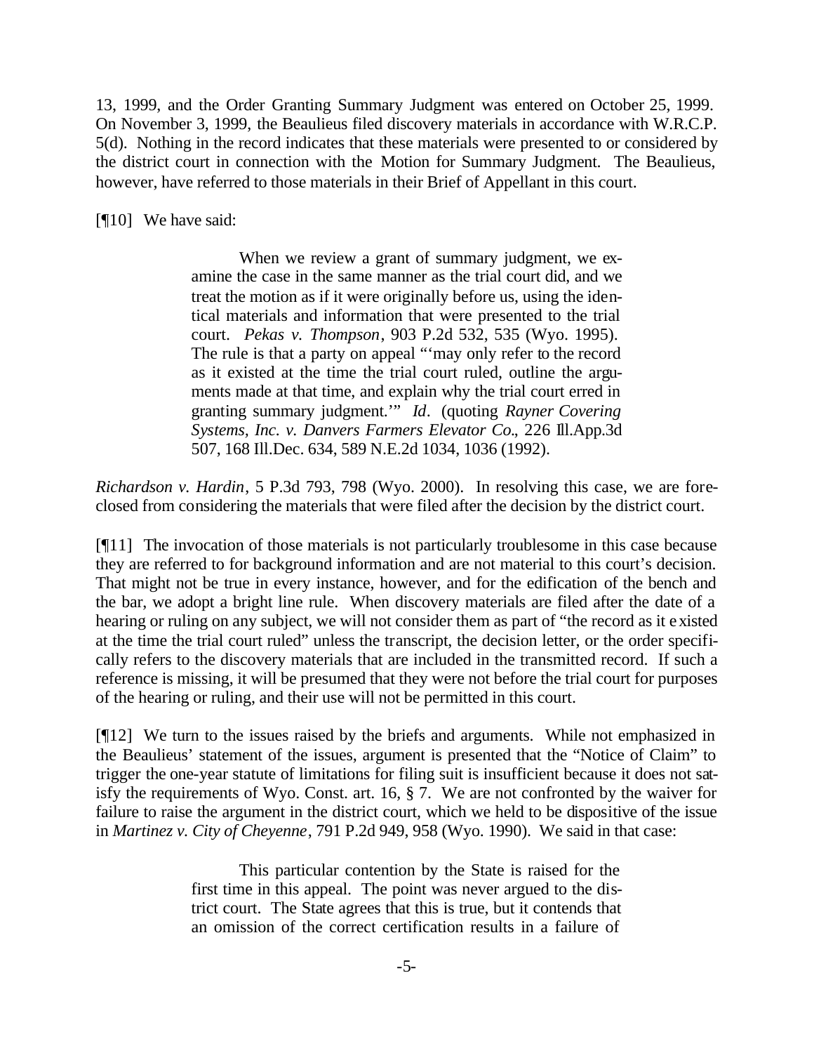13, 1999, and the Order Granting Summary Judgment was entered on October 25, 1999. On November 3, 1999, the Beaulieus filed discovery materials in accordance with W.R.C.P. 5(d). Nothing in the record indicates that these materials were presented to or considered by the district court in connection with the Motion for Summary Judgment. The Beaulieus, however, have referred to those materials in their Brief of Appellant in this court.

[¶10] We have said:

> When we review a grant of summary judgment, we examine the case in the same manner as the trial court did, and we treat the motion as if it were originally before us, using the identical materials and information that were presented to the trial court. *Pekas v. Thompson*, 903 P.2d 532, 535 (Wyo. 1995). The rule is that a party on appeal "'may only refer to the record as it existed at the time the trial court ruled, outline the arguments made at that time, and explain why the trial court erred in granting summary judgment.'" *Id*. (quoting *Rayner Covering Systems, Inc. v. Danvers Farmers Elevator Co.*, 226 Ill.App.3d 507, 168 Ill.Dec. 634, 589 N.E.2d 1034, 1036 (1992).

*Richardson v. Hardin*, 5 P.3d 793, 798 (Wyo. 2000). In resolving this case, we are foreclosed from considering the materials that were filed after the decision by the district court.

[¶11] The invocation of those materials is not particularly troublesome in this case because they are referred to for background information and are not material to this court's decision. That might not be true in every instance, however, and for the edification of the bench and the bar, we adopt a bright line rule. When discovery materials are filed after the date of a hearing or ruling on any subject, we will not consider them as part of "the record as it existed at the time the trial court ruled" unless the transcript, the decision letter, or the order specifically refers to the discovery materials that are included in the transmitted record. If such a reference is missing, it will be presumed that they were not before the trial court for purposes of the hearing or ruling, and their use will not be permitted in this court.

[¶12] We turn to the issues raised by the briefs and arguments. While not emphasized in the Beaulieus' statement of the issues, argument is presented that the "Notice of Claim" to trigger the one-year statute of limitations for filing suit is insufficient because it does not satisfy the requirements of Wyo. Const. art. 16, § 7. We are not confronted by the waiver for failure to raise the argument in the district court, which we held to be dispositive of the issue in *Martinez v. City of Cheyenne*, 791 P.2d 949, 958 (Wyo. 1990). We said in that case:

> This particular contention by the State is raised for the first time in this appeal. The point was never argued to the district court. The State agrees that this is true, but it contends that an omission of the correct certification results in a failure of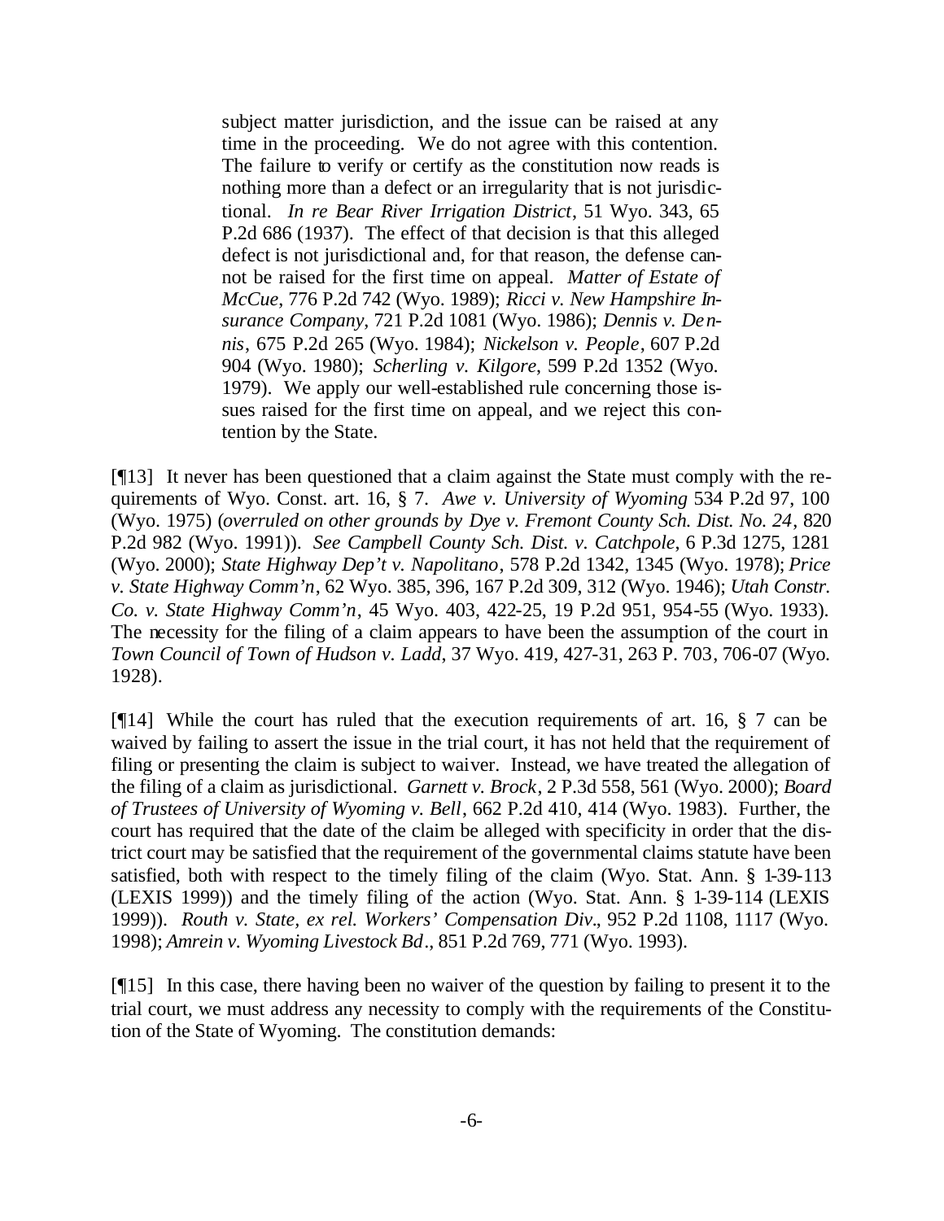> subject matter jurisdiction, and the issue can be raised at any time in the proceeding. We do not agree with this contention. The failure to verify or certify as the constitution now reads is nothing more than a defect or an irregularity that is not jurisdictional. *In re Bear River Irrigation District*, 51 Wyo. 343, 65 P.2d 686 (1937). The effect of that decision is that this alleged defect is not jurisdictional and, for that reason, the defense cannot be raised for the first time on appeal. *Matter of Estate of McCue*, 776 P.2d 742 (Wyo. 1989); *Ricci v. New Hampshire Insurance Company*, 721 P.2d 1081 (Wyo. 1986); *Dennis v. Dennis*, 675 P.2d 265 (Wyo. 1984); *Nickelson v. People*, 607 P.2d 904 (Wyo. 1980); *Scherling v. Kilgore*, 599 P.2d 1352 (Wyo. 1979). We apply our well-established rule concerning those issues raised for the first time on appeal, and we reject this contention by the State.

[¶13] It never has been questioned that a claim against the State must comply with the requirements of Wyo. Const. art. 16, § 7. *Awe v. University of Wyoming* 534 P.2d 97, 100 (Wyo. 1975) (*overruled on other grounds by Dye v. Fremont County Sch. Dist. No. 24*, 820 P.2d 982 (Wyo. 1991)). *See Campbell County Sch. Dist. v. Catchpole*, 6 P.3d 1275, 1281 (Wyo. 2000); *State Highway Dep't v. Napolitano*, 578 P.2d 1342, 1345 (Wyo. 1978); *Price v. State Highway Comm'n*, 62 Wyo. 385, 396, 167 P.2d 309, 312 (Wyo. 1946); *Utah Constr. Co. v. State Highway Comm'n*, 45 Wyo. 403, 422-25, 19 P.2d 951, 954-55 (Wyo. 1933). The necessity for the filing of a claim appears to have been the assumption of the court in *Town Council of Town of Hudson v. Ladd*, 37 Wyo. 419, 427-31, 263 P. 703, 706-07 (Wyo. 1928).

[¶14] While the court has ruled that the execution requirements of art. 16, § 7 can be waived by failing to assert the issue in the trial court, it has not held that the requirement of filing or presenting the claim is subject to waiver. Instead, we have treated the allegation of the filing of a claim as jurisdictional. *Garnett v. Brock*, 2 P.3d 558, 561 (Wyo. 2000); *Board of Trustees of University of Wyoming v. Bell*, 662 P.2d 410, 414 (Wyo. 1983). Further, the court has required that the date of the claim be alleged with specificity in order that the district court may be satisfied that the requirement of the governmental claims statute have been satisfied, both with respect to the timely filing of the claim (Wyo. Stat. Ann. § 1-39-113 (LEXIS 1999)) and the timely filing of the action (Wyo. Stat. Ann. § 1-39-114 (LEXIS 1999)). *Routh v. State, ex rel. Workers' Compensation Div.*, 952 P.2d 1108, 1117 (Wyo. 1998); *Amrein v. Wyoming Livestock Bd.*, 851 P.2d 769, 771 (Wyo. 1993).

[¶15] In this case, there having been no waiver of the question by failing to present it to the trial court, we must address any necessity to comply with the requirements of the Constitution of the State of Wyoming. The constitution demands: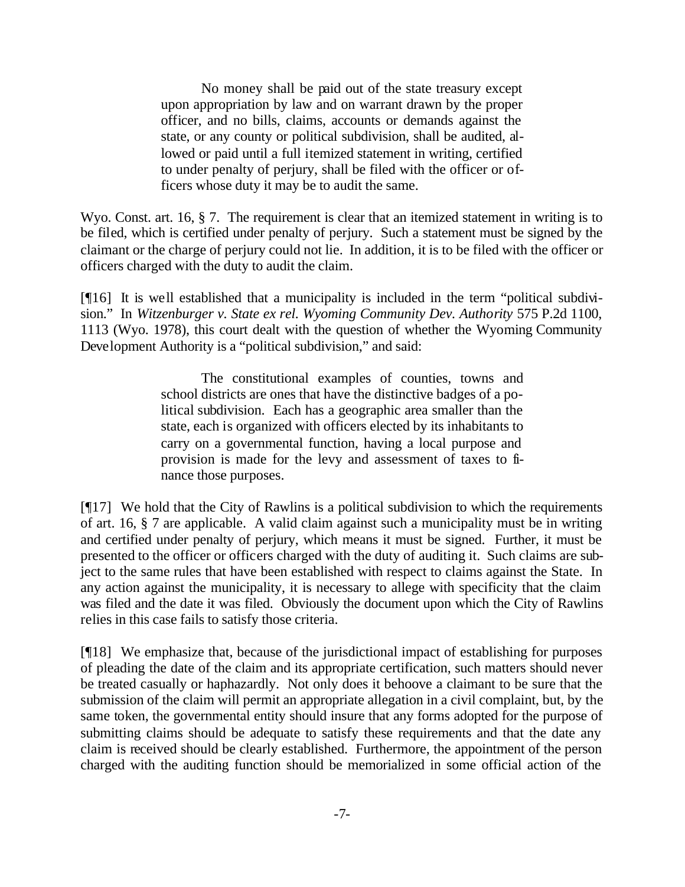> No money shall be paid out of the state treasury except upon appropriation by law and on warrant drawn by the proper officer, and no bills, claims, accounts or demands against the state, or any county or political subdivision, shall be audited, allowed or paid until a full itemized statement in writing, certified to under penalty of perjury, shall be filed with the officer or officers whose duty it may be to audit the same.

Wyo. Const. art. 16, § 7. The requirement is clear that an itemized statement in writing is to be filed, which is certified under penalty of perjury. Such a statement must be signed by the claimant or the charge of perjury could not lie. In addition, it is to be filed with the officer or officers charged with the duty to audit the claim.

[¶16] It is well established that a municipality is included in the term "political subdivision." In *Witzenburger v. State ex rel. Wyoming Community Dev. Authority* 575 P.2d 1100, 1113 (Wyo. 1978), this court dealt with the question of whether the Wyoming Community Development Authority is a "political subdivision," and said:

> The constitutional examples of counties, towns and school districts are ones that have the distinctive badges of a political subdivision. Each has a geographic area smaller than the state, each is organized with officers elected by its inhabitants to carry on a governmental function, having a local purpose and provision is made for the levy and assessment of taxes to finance those purposes.

[¶17] We hold that the City of Rawlins is a political subdivision to which the requirements of art. 16, § 7 are applicable. A valid claim against such a municipality must be in writing and certified under penalty of perjury, which means it must be signed. Further, it must be presented to the officer or officers charged with the duty of auditing it. Such claims are subject to the same rules that have been established with respect to claims against the State. In any action against the municipality, it is necessary to allege with specificity that the claim was filed and the date it was filed. Obviously the document upon which the City of Rawlins relies in this case fails to satisfy those criteria.

[¶18] We emphasize that, because of the jurisdictional impact of establishing for purposes of pleading the date of the claim and its appropriate certification, such matters should never be treated casually or haphazardly. Not only does it behoove a claimant to be sure that the submission of the claim will permit an appropriate allegation in a civil complaint, but, by the same token, the governmental entity should insure that any forms adopted for the purpose of submitting claims should be adequate to satisfy these requirements and that the date any claim is received should be clearly established. Furthermore, the appointment of the person charged with the auditing function should be memorialized in some official action of the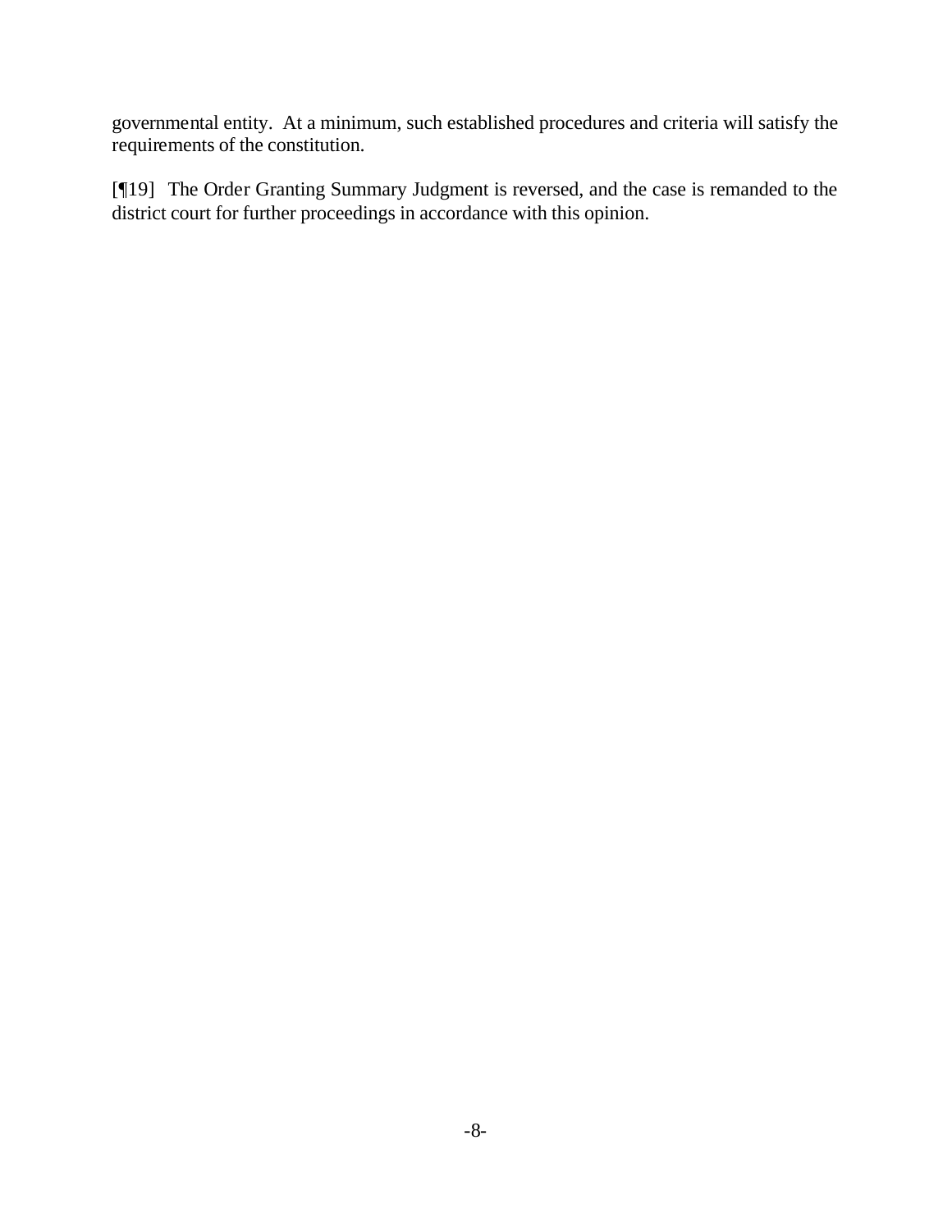governmental entity. At a minimum, such established procedures and criteria will satisfy the requirements of the constitution.

[¶19] The Order Granting Summary Judgment is reversed, and the case is remanded to the district court for further proceedings in accordance with this opinion.